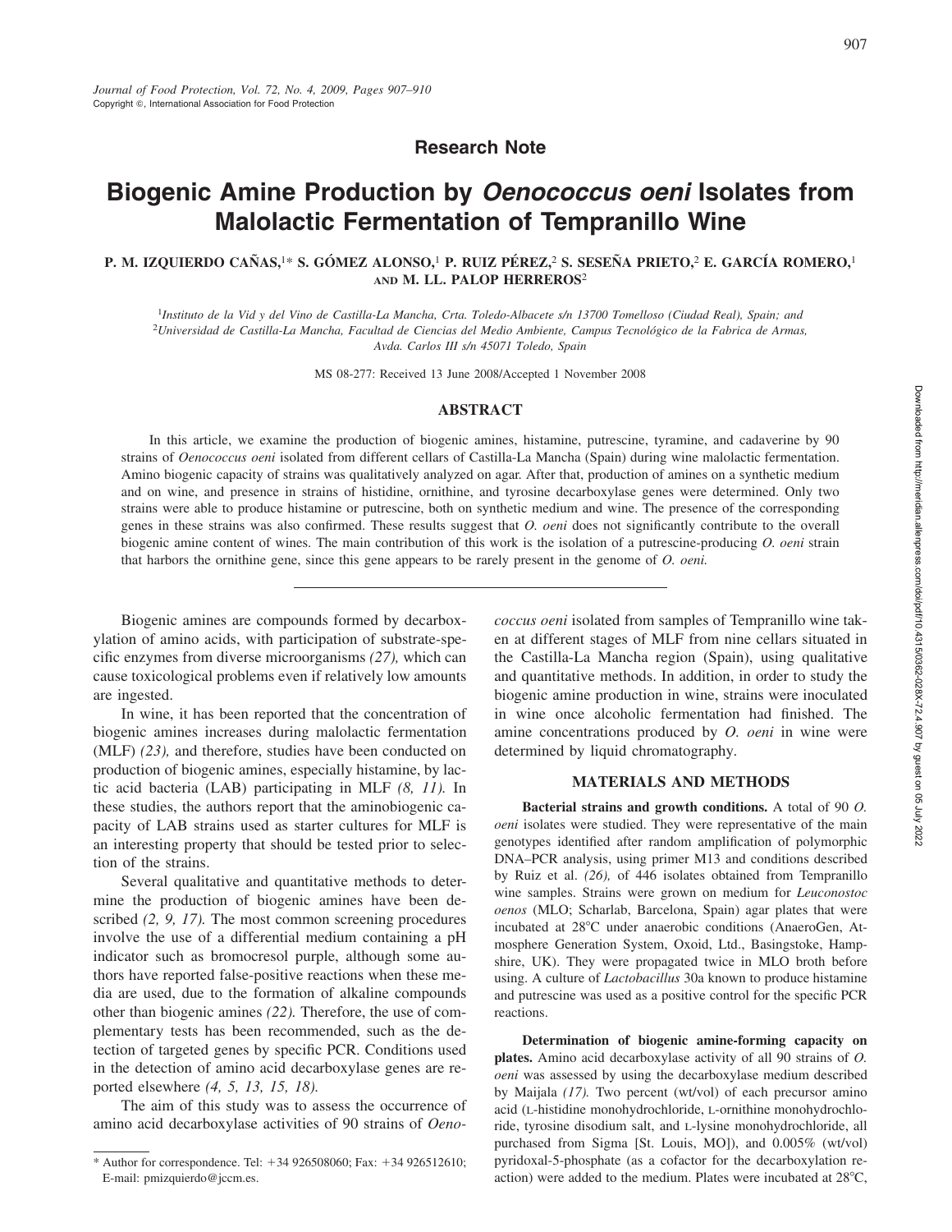Research Note

# Biogenic Amine Production by *Oenococcus oeni* Isolates from Malolactic Fermentation of Tempranillo Wine

P. M. IZQUIERDO CAÑAS,[1]* S. GÓMEZ ALONSO,[1] P. RUIZ PÉREZ,[2] S. SESEÑA PRIETO,[2] E. GARCÍA ROMERO,[1] AND M. LL. PALOP HERREROS[2]

[1]*Instituto de la Vid y del Vino de Castilla-La Mancha, Crta. Toledo-Albacete s/n 13700 Tomelloso (Ciudad Real), Spain; and* [2]*Universidad de Castilla-La Mancha, Facultad de Ciencias del Medio Ambiente, Campus Tecnológico de la Fabrica de Armas, Avda. Carlos III s/n 45071 Toledo, Spain*

MS 08-277: Received 13 June 2008/Accepted 1 November 2008

## ABSTRACT

In this article, we examine the production of biogenic amines, histamine, putrescine, tyramine, and cadaverine by 90 strains of *Oenococcus oeni* isolated from different cellars of Castilla-La Mancha (Spain) during wine malolactic fermentation. Amino biogenic capacity of strains was qualitatively analyzed on agar. After that, production of amines on a synthetic medium and on wine, and presence in strains of histidine, ornithine, and tyrosine decarboxylase genes were determined. Only two strains were able to produce histamine or putrescine, both on synthetic medium and wine. The presence of the corresponding genes in these strains was also confirmed. These results suggest that *O. oeni* does not significantly contribute to the overall biogenic amine content of wines. The main contribution of this work is the isolation of a putrescine-producing *O. oeni* strain that harbors the ornithine gene, since this gene appears to be rarely present in the genome of *O. oeni.*

---

Biogenic amines are compounds formed by decarboxylation of amino acids, with participation of substrate-specific enzymes from diverse microorganisms *(27),* which can cause toxicological problems even if relatively low amounts are ingested.

In wine, it has been reported that the concentration of biogenic amines increases during malolactic fermentation (MLF) *(23),* and therefore, studies have been conducted on production of biogenic amines, especially histamine, by lactic acid bacteria (LAB) participating in MLF *(8, 11).* In these studies, the authors report that the aminobiogenic capacity of LAB strains used as starter cultures for MLF is an interesting property that should be tested prior to selection of the strains.

Several qualitative and quantitative methods to determine the production of biogenic amines have been described *(2, 9, 17).* The most common screening procedures involve the use of a differential medium containing a pH indicator such as bromocresol purple, although some authors have reported false-positive reactions when these media are used, due to the formation of alkaline compounds other than biogenic amines *(22).* Therefore, the use of complementary tests has been recommended, such as the detection of targeted genes by specific PCR. Conditions used in the detection of amino acid decarboxylase genes are reported elsewhere *(4, 5, 13, 15, 18).*

The aim of this study was to assess the occurrence of amino acid decarboxylase activities of 90 strains of *Oenococcus oeni* isolated from samples of Tempranillo wine taken at different stages of MLF from nine cellars situated in the Castilla-La Mancha region (Spain), using qualitative and quantitative methods. In addition, in order to study the biogenic amine production in wine, strains were inoculated in wine once alcoholic fermentation had finished. The amine concentrations produced by *O. oeni* in wine were determined by liquid chromatography.

## MATERIALS AND METHODS

**Bacterial strains and growth conditions.** A total of 90 *O. oeni* isolates were studied. They were representative of the main genotypes identified after random amplification of polymorphic DNA–PCR analysis, using primer M13 and conditions described by Ruiz et al. *(26),* of 446 isolates obtained from Tempranillo wine samples. Strains were grown on medium for *Leuconostoc oenos* (MLO; Scharlab, Barcelona, Spain) agar plates that were incubated at 28°C under anaerobic conditions (AnaeroGen, Atmosphere Generation System, Oxoid, Ltd., Basingstoke, Hampshire, UK). They were propagated twice in MLO broth before using. A culture of *Lactobacillus* 30a known to produce histamine and putrescine was used as a positive control for the specific PCR reactions.

**Determination of biogenic amine-forming capacity on plates.** Amino acid decarboxylase activity of all 90 strains of *O. oeni* was assessed by using the decarboxylase medium described by Maijala *(17).* Two percent (wt/vol) of each precursor amino acid (L-histidine monohydrochloride, L-ornithine monohydrochloride, tyrosine disodium salt, and L-lysine monohydrochloride, all purchased from Sigma [St. Louis, MO]), and 0.005% (wt/vol) pyridoxal-5-phosphate (as a cofactor for the decarboxylation reaction) were added to the medium. Plates were incubated at 28°C,

---

* Author for correspondence. Tel: +34 926508060; Fax: +34 926512610; E-mail: pmizquierdo@jccm.es.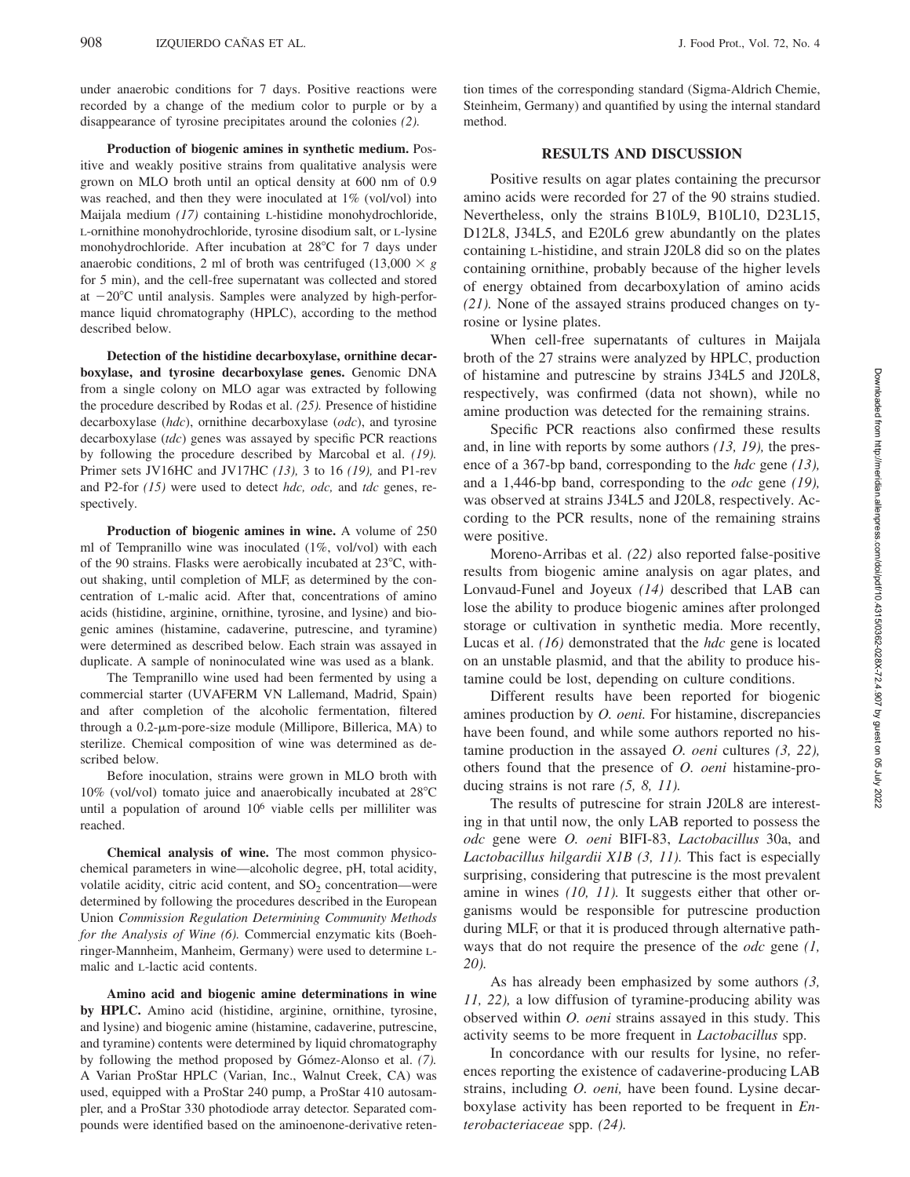under anaerobic conditions for 7 days. Positive reactions were recorded by a change of the medium color to purple or by a disappearance of tyrosine precipitates around the colonies *(2).*

**Production of biogenic amines in synthetic medium.** Positive and weakly positive strains from qualitative analysis were grown on MLO broth until an optical density at 600 nm of 0.9 was reached, and then they were inoculated at 1% (vol/vol) into Maijala medium *(17)* containing L-histidine monohydrochloride, L-ornithine monohydrochloride, tyrosine disodium salt, or L-lysine monohydrochloride. After incubation at 28°C for 7 days under anaerobic conditions, 2 ml of broth was centrifuged (13,000 × *g* for 5 min), and the cell-free supernatant was collected and stored at −20°C until analysis. Samples were analyzed by high-performance liquid chromatography (HPLC), according to the method described below.

**Detection of the histidine decarboxylase, ornithine decarboxylase, and tyrosine decarboxylase genes.** Genomic DNA from a single colony on MLO agar was extracted by following the procedure described by Rodas et al. *(25).* Presence of histidine decarboxylase (*hdc*), ornithine decarboxylase (*odc*), and tyrosine decarboxylase (*tdc*) genes was assayed by specific PCR reactions by following the procedure described by Marcobal et al. *(19).* Primer sets JV16HC and JV17HC *(13),* 3 to 16 *(19),* and P1-rev and P2-for *(15)* were used to detect *hdc, odc,* and *tdc* genes, respectively.

**Production of biogenic amines in wine.** A volume of 250 ml of Tempranillo wine was inoculated (1%, vol/vol) with each of the 90 strains. Flasks were aerobically incubated at 23°C, without shaking, until completion of MLF, as determined by the concentration of L-malic acid. After that, concentrations of amino acids (histidine, arginine, ornithine, tyrosine, and lysine) and biogenic amines (histamine, cadaverine, putrescine, and tyramine) were determined as described below. Each strain was assayed in duplicate. A sample of noninoculated wine was used as a blank.

The Tempranillo wine used had been fermented by using a commercial starter (UVAFERM VN Lallemand, Madrid, Spain) and after completion of the alcoholic fermentation, filtered through a 0.2-μm-pore-size module (Millipore, Billerica, MA) to sterilize. Chemical composition of wine was determined as described below.

Before inoculation, strains were grown in MLO broth with 10% (vol/vol) tomato juice and anaerobically incubated at 28°C until a population of around $10^6$ viable cells per milliliter was reached.

**Chemical analysis of wine.** The most common physicochemical parameters in wine—alcoholic degree, pH, total acidity, volatile acidity, citric acid content, and $SO_2$ concentration—were determined by following the procedures described in the European Union *Commission Regulation Determining Community Methods for the Analysis of Wine (6).* Commercial enzymatic kits (Boehringer-Mannheim, Manheim, Germany) were used to determine L-malic and L-lactic acid contents.

**Amino acid and biogenic amine determinations in wine by HPLC.** Amino acid (histidine, arginine, ornithine, tyrosine, and lysine) and biogenic amine (histamine, cadaverine, putrescine, and tyramine) contents were determined by liquid chromatography by following the method proposed by Gómez-Alonso et al. *(7).* A Varian ProStar HPLC (Varian, Inc., Walnut Creek, CA) was used, equipped with a ProStar 240 pump, a ProStar 410 autosampler, and a ProStar 330 photodiode array detector. Separated compounds were identified based on the aminoenone-derivative retention times of the corresponding standard (Sigma-Aldrich Chemie, Steinheim, Germany) and quantified by using the internal standard method.

## RESULTS AND DISCUSSION

Positive results on agar plates containing the precursor amino acids were recorded for 27 of the 90 strains studied. Nevertheless, only the strains B10L9, B10L10, D23L15, D12L8, J34L5, and E20L6 grew abundantly on the plates containing L-histidine, and strain J20L8 did so on the plates containing ornithine, probably because of the higher levels of energy obtained from decarboxylation of amino acids *(21).* None of the assayed strains produced changes on tyrosine or lysine plates.

When cell-free supernatants of cultures in Maijala broth of the 27 strains were analyzed by HPLC, production of histamine and putrescine by strains J34L5 and J20L8, respectively, was confirmed (data not shown), while no amine production was detected for the remaining strains.

Specific PCR reactions also confirmed these results and, in line with reports by some authors *(13, 19),* the presence of a 367-bp band, corresponding to the *hdc* gene *(13),* and a 1,446-bp band, corresponding to the *odc* gene *(19),* was observed at strains J34L5 and J20L8, respectively. According to the PCR results, none of the remaining strains were positive.

Moreno-Arribas et al. *(22)* also reported false-positive results from biogenic amine analysis on agar plates, and Lonvaud-Funel and Joyeux *(14)* described that LAB can lose the ability to produce biogenic amines after prolonged storage or cultivation in synthetic media. More recently, Lucas et al. *(16)* demonstrated that the *hdc* gene is located on an unstable plasmid, and that the ability to produce histamine could be lost, depending on culture conditions.

Different results have been reported for biogenic amines production by *O. oeni.* For histamine, discrepancies have been found, and while some authors reported no histamine production in the assayed *O. oeni* cultures *(3, 22),* others found that the presence of *O. oeni* histamine-producing strains is not rare *(5, 8, 11).*

The results of putrescine for strain J20L8 are interesting in that until now, the only LAB reported to possess the *odc* gene were *O. oeni* BIFI-83, *Lactobacillus* 30a, and *Lactobacillus hilgardii X1B (3, 11).* This fact is especially surprising, considering that putrescine is the most prevalent amine in wines *(10, 11).* It suggests either that other organisms would be responsible for putrescine production during MLF, or that it is produced through alternative pathways that do not require the presence of the *odc* gene *(1, 20).*

As has already been emphasized by some authors *(3, 11, 22),* a low diffusion of tyramine-producing ability was observed within *O. oeni* strains assayed in this study. This activity seems to be more frequent in *Lactobacillus* spp.

In concordance with our results for lysine, no references reporting the existence of cadaverine-producing LAB strains, including *O. oeni,* have been found. Lysine decarboxylase activity has been reported to be frequent in *Enterobacteriaceae* spp. *(24).*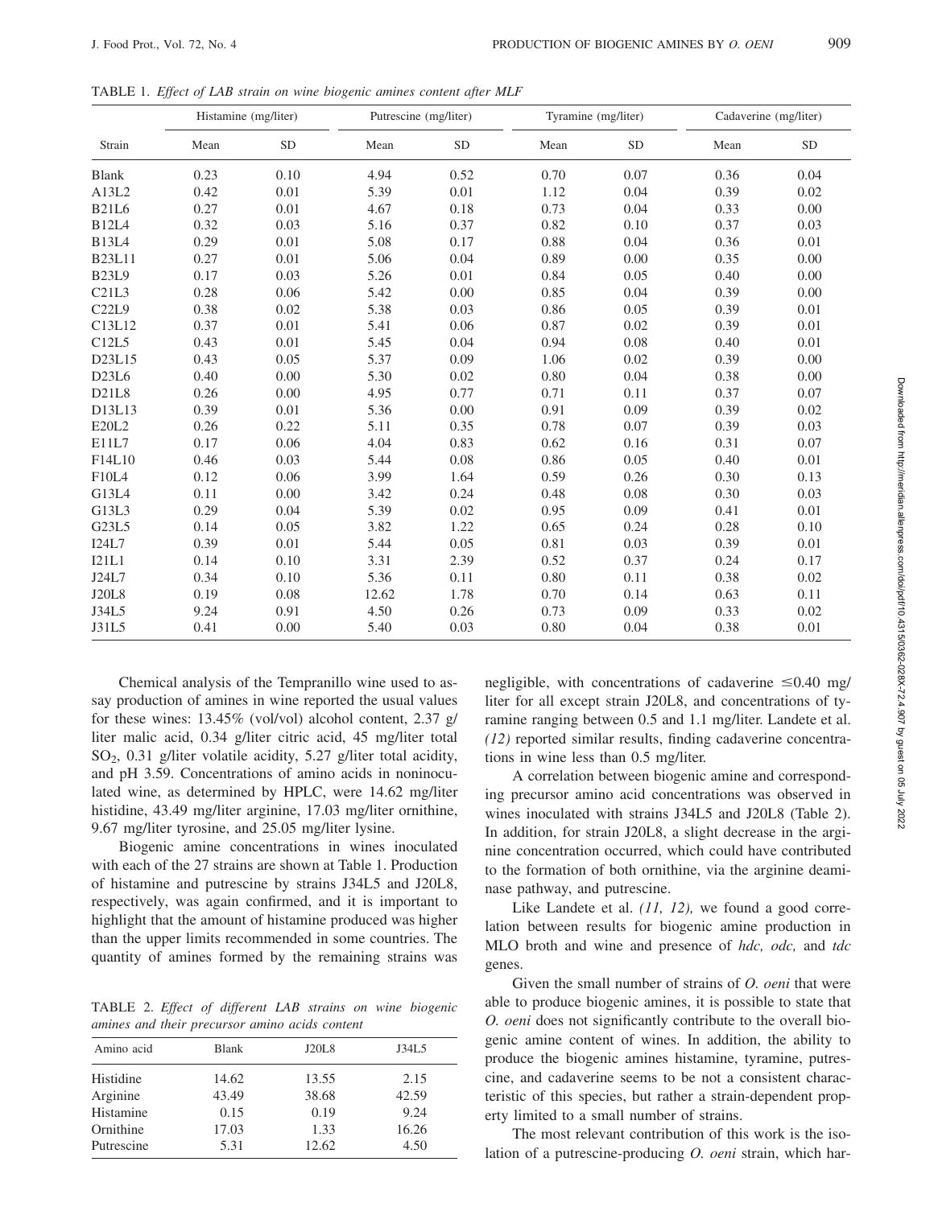TABLE 1. *Effect of LAB strain on wine biogenic amines content after MLF*

| Strain | Histamine (mg/liter) | | Putrescine (mg/liter) | | Tyramine (mg/liter) | | Cadaverine (mg/liter) | |
|---|---|---|---|---|---|---|---|---|
| | Mean | SD | Mean | SD | Mean | SD | Mean | SD |
| Blank | 0.23 | 0.10 | 4.94 | 0.52 | 0.70 | 0.07 | 0.36 | 0.04 |
| A13L2 | 0.42 | 0.01 | 5.39 | 0.01 | 1.12 | 0.04 | 0.39 | 0.02 |
| B21L6 | 0.27 | 0.01 | 4.67 | 0.18 | 0.73 | 0.04 | 0.33 | 0.00 |
| B12L4 | 0.32 | 0.03 | 5.16 | 0.37 | 0.82 | 0.10 | 0.37 | 0.03 |
| B13L4 | 0.29 | 0.01 | 5.08 | 0.17 | 0.88 | 0.04 | 0.36 | 0.01 |
| B23L11 | 0.27 | 0.01 | 5.06 | 0.04 | 0.89 | 0.00 | 0.35 | 0.00 |
| B23L9 | 0.17 | 0.03 | 5.26 | 0.01 | 0.84 | 0.05 | 0.40 | 0.00 |
| C21L3 | 0.28 | 0.06 | 5.42 | 0.00 | 0.85 | 0.04 | 0.39 | 0.00 |
| C22L9 | 0.38 | 0.02 | 5.38 | 0.03 | 0.86 | 0.05 | 0.39 | 0.01 |
| C13L12 | 0.37 | 0.01 | 5.41 | 0.06 | 0.87 | 0.02 | 0.39 | 0.01 |
| C12L5 | 0.43 | 0.01 | 5.45 | 0.04 | 0.94 | 0.08 | 0.40 | 0.01 |
| D23L15 | 0.43 | 0.05 | 5.37 | 0.09 | 1.06 | 0.02 | 0.39 | 0.00 |
| D23L6 | 0.40 | 0.00 | 5.30 | 0.02 | 0.80 | 0.04 | 0.38 | 0.00 |
| D21L8 | 0.26 | 0.00 | 4.95 | 0.77 | 0.71 | 0.11 | 0.37 | 0.07 |
| D13L13 | 0.39 | 0.01 | 5.36 | 0.00 | 0.91 | 0.09 | 0.39 | 0.02 |
| E20L2 | 0.26 | 0.22 | 5.11 | 0.35 | 0.78 | 0.07 | 0.39 | 0.03 |
| E11L7 | 0.17 | 0.06 | 4.04 | 0.83 | 0.62 | 0.16 | 0.31 | 0.07 |
| F14L10 | 0.46 | 0.03 | 5.44 | 0.08 | 0.86 | 0.05 | 0.40 | 0.01 |
| F10L4 | 0.12 | 0.06 | 3.99 | 1.64 | 0.59 | 0.26 | 0.30 | 0.13 |
| G13L4 | 0.11 | 0.00 | 3.42 | 0.24 | 0.48 | 0.08 | 0.30 | 0.03 |
| G13L3 | 0.29 | 0.04 | 5.39 | 0.02 | 0.95 | 0.09 | 0.41 | 0.01 |
| G23L5 | 0.14 | 0.05 | 3.82 | 1.22 | 0.65 | 0.24 | 0.28 | 0.10 |
| I24L7 | 0.39 | 0.01 | 5.44 | 0.05 | 0.81 | 0.03 | 0.39 | 0.01 |
| I21L1 | 0.14 | 0.10 | 3.31 | 2.39 | 0.52 | 0.37 | 0.24 | 0.17 |
| J24L7 | 0.34 | 0.10 | 5.36 | 0.11 | 0.80 | 0.11 | 0.38 | 0.02 |
| J20L8 | 0.19 | 0.08 | 12.62 | 1.78 | 0.70 | 0.14 | 0.63 | 0.11 |
| J34L5 | 9.24 | 0.91 | 4.50 | 0.26 | 0.73 | 0.09 | 0.33 | 0.02 |
| J31L5 | 0.41 | 0.00 | 5.40 | 0.03 | 0.80 | 0.04 | 0.38 | 0.01 |

Chemical analysis of the Tempranillo wine used to assay production of amines in wine reported the usual values for these wines: 13.45% (vol/vol) alcohol content, 2.37 g/liter malic acid, 0.34 g/liter citric acid, 45 mg/liter total $SO_2$, 0.31 g/liter volatile acidity, 5.27 g/liter total acidity, and pH 3.59. Concentrations of amino acids in noninoculated wine, as determined by HPLC, were 14.62 mg/liter histidine, 43.49 mg/liter arginine, 17.03 mg/liter ornithine, 9.67 mg/liter tyrosine, and 25.05 mg/liter lysine.

Biogenic amine concentrations in wines inoculated with each of the 27 strains are shown at Table 1. Production of histamine and putrescine by strains J34L5 and J20L8, respectively, was again confirmed, and it is important to highlight that the amount of histamine produced was higher than the upper limits recommended in some countries. The quantity of amines formed by the remaining strains was negligible, with concentrations of cadaverine ≤0.40 mg/liter for all except strain J20L8, and concentrations of tyramine ranging between 0.5 and 1.1 mg/liter. Landete et al. *(12)* reported similar results, finding cadaverine concentrations in wine less than 0.5 mg/liter.

TABLE 2. *Effect of different LAB strains on wine biogenic amines and their precursor amino acids content*

| Amino acid | Blank | J20L8 | J34L5 |
|---|---|---|---|
| Histidine | 14.62 | 13.55 | 2.15 |
| Arginine | 43.49 | 38.68 | 42.59 |
| Histamine | 0.15 | 0.19 | 9.24 |
| Ornithine | 17.03 | 1.33 | 16.26 |
| Putrescine | 5.31 | 12.62 | 4.50 |

A correlation between biogenic amine and corresponding precursor amino acid concentrations was observed in wines inoculated with strains J34L5 and J20L8 (Table 2). In addition, for strain J20L8, a slight decrease in the arginine concentration occurred, which could have contributed to the formation of both ornithine, via the arginine deaminase pathway, and putrescine.

Like Landete et al. *(11, 12),* we found a good correlation between results for biogenic amine production in MLO broth and wine and presence of *hdc, odc,* and *tdc* genes.

Given the small number of strains of *O. oeni* that were able to produce biogenic amines, it is possible to state that *O. oeni* does not significantly contribute to the overall biogenic amine content of wines. In addition, the ability to produce the biogenic amines histamine, tyramine, putrescine, and cadaverine seems to be not a consistent characteristic of this species, but rather a strain-dependent property limited to a small number of strains.

The most relevant contribution of this work is the isolation of a putrescine-producing *O. oeni* strain, which har-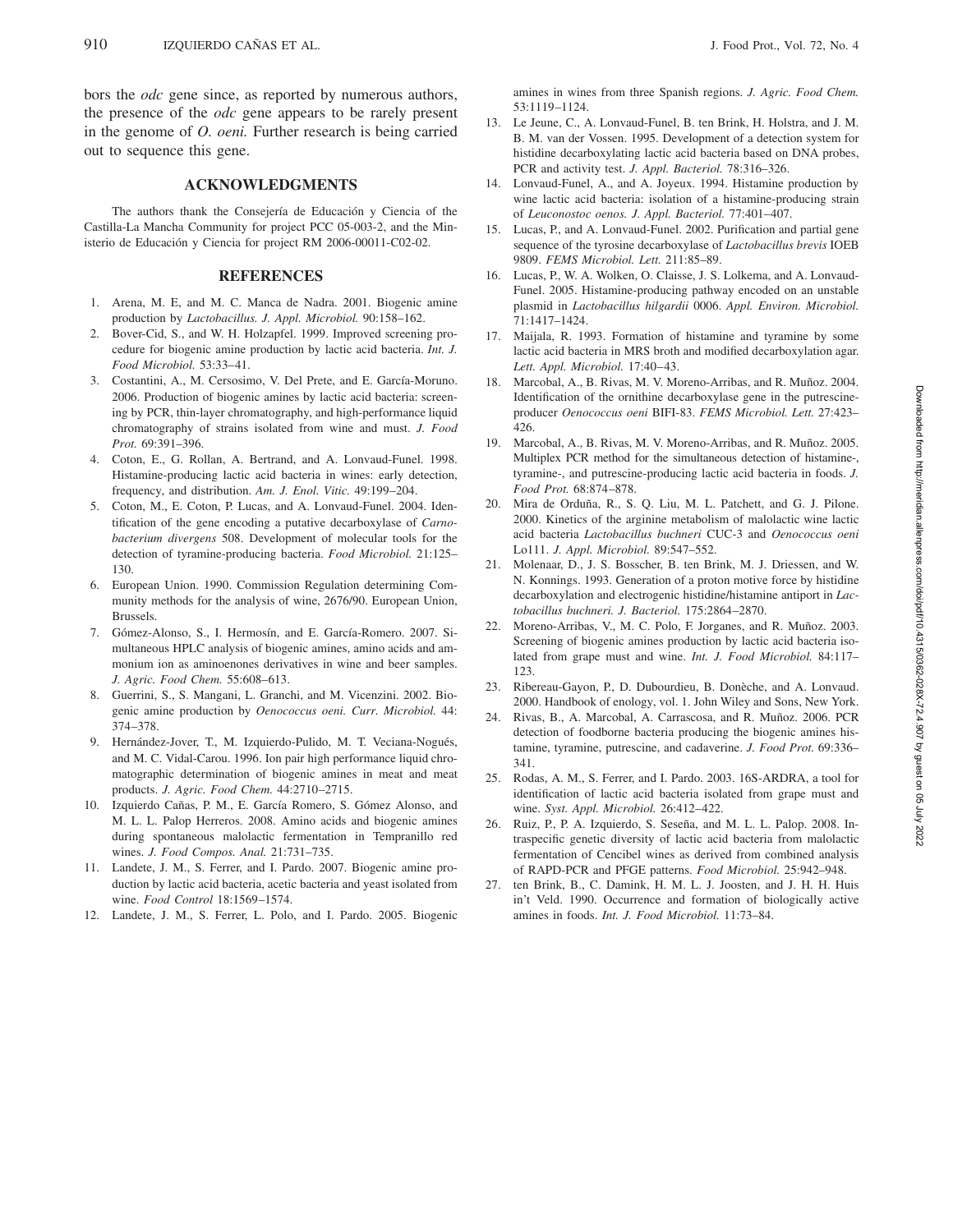bors the *odc* gene since, as reported by numerous authors, the presence of the *odc* gene appears to be rarely present in the genome of *O. oeni.* Further research is being carried out to sequence this gene.

## ACKNOWLEDGMENTS

The authors thank the Consejería de Educación y Ciencia of the Castilla-La Mancha Community for project PCC 05-003-2, and the Ministerio de Educación y Ciencia for project RM 2006-00011-C02-02.

## REFERENCES

1. Arena, M. E, and M. C. Manca de Nadra. 2001. Biogenic amine production by *Lactobacillus. J. Appl. Microbiol.* 90:158–162.
2. Bover-Cid, S., and W. H. Holzapfel. 1999. Improved screening procedure for biogenic amine production by lactic acid bacteria. *Int. J. Food Microbiol.* 53:33–41.
3. Costantini, A., M. Cersosimo, V. Del Prete, and E. García-Moruno. 2006. Production of biogenic amines by lactic acid bacteria: screening by PCR, thin-layer chromatography, and high-performance liquid chromatography of strains isolated from wine and must. *J. Food Prot.* 69:391–396.
4. Coton, E., G. Rollan, A. Bertrand, and A. Lonvaud-Funel. 1998. Histamine-producing lactic acid bacteria in wines: early detection, frequency, and distribution. *Am. J. Enol. Vitic.* 49:199–204.
5. Coton, M., E. Coton, P. Lucas, and A. Lonvaud-Funel. 2004. Identification of the gene encoding a putative decarboxylase of *Carnobacterium divergens* 508. Development of molecular tools for the detection of tyramine-producing bacteria. *Food Microbiol.* 21:125–130.
6. European Union. 1990. Commission Regulation determining Community methods for the analysis of wine, 2676/90. European Union, Brussels.
7. Gómez-Alonso, S., I. Hermosín, and E. García-Romero. 2007. Simultaneous HPLC analysis of biogenic amines, amino acids and ammonium ion as aminoenones derivatives in wine and beer samples. *J. Agric. Food Chem.* 55:608–613.
8. Guerrini, S., S. Mangani, L. Granchi, and M. Vicenzini. 2002. Biogenic amine production by *Oenococcus oeni. Curr. Microbiol.* 44: 374–378.
9. Hernández-Jover, T., M. Izquierdo-Pulido, M. T. Veciana-Nogués, and M. C. Vidal-Carou. 1996. Ion pair high performance liquid chromatographic determination of biogenic amines in meat and meat products. *J. Agric. Food Chem.* 44:2710–2715.
10. Izquierdo Cañas, P. M., E. García Romero, S. Gómez Alonso, and M. L. L. Palop Herreros. 2008. Amino acids and biogenic amines during spontaneous malolactic fermentation in Tempranillo red wines. *J. Food Compos. Anal.* 21:731–735.
11. Landete, J. M., S. Ferrer, and I. Pardo. 2007. Biogenic amine production by lactic acid bacteria, acetic bacteria and yeast isolated from wine. *Food Control* 18:1569–1574.
12. Landete, J. M., S. Ferrer, L. Polo, and I. Pardo. 2005. Biogenic amines in wines from three Spanish regions. *J. Agric. Food Chem.* 53:1119–1124.
13. Le Jeune, C., A. Lonvaud-Funel, B. ten Brink, H. Holstra, and J. M. B. M. van der Vossen. 1995. Development of a detection system for histidine decarboxylating lactic acid bacteria based on DNA probes, PCR and activity test. *J. Appl. Bacteriol.* 78:316–326.
14. Lonvaud-Funel, A., and A. Joyeux. 1994. Histamine production by wine lactic acid bacteria: isolation of a histamine-producing strain of *Leuconostoc oenos. J. Appl. Bacteriol.* 77:401–407.
15. Lucas, P., and A. Lonvaud-Funel. 2002. Purification and partial gene sequence of the tyrosine decarboxylase of *Lactobacillus brevis* IOEB 9809. *FEMS Microbiol. Lett.* 211:85–89.
16. Lucas, P., W. A. Wolken, O. Claisse, J. S. Lolkema, and A. Lonvaud-Funel. 2005. Histamine-producing pathway encoded on an unstable plasmid in *Lactobacillus hilgardii* 0006. *Appl. Environ. Microbiol.* 71:1417–1424.
17. Maijala, R. 1993. Formation of histamine and tyramine by some lactic acid bacteria in MRS broth and modified decarboxylation agar. *Lett. Appl. Microbiol.* 17:40–43.
18. Marcobal, A., B. Rivas, M. V. Moreno-Arribas, and R. Muñoz. 2004. Identification of the ornithine decarboxylase gene in the putrescine-producer *Oenococcus oeni* BIFI-83. *FEMS Microbiol. Lett.* 27:423–426.
19. Marcobal, A., B. Rivas, M. V. Moreno-Arribas, and R. Muñoz. 2005. Multiplex PCR method for the simultaneous detection of histamine-, tyramine-, and putrescine-producing lactic acid bacteria in foods. *J. Food Prot.* 68:874–878.
20. Mira de Orduña, R., S. Q. Liu, M. L. Patchett, and G. J. Pilone. 2000. Kinetics of the arginine metabolism of malolactic wine lactic acid bacteria *Lactobacillus buchneri* CUC-3 and *Oenococcus oeni* Lo111. *J. Appl. Microbiol.* 89:547–552.
21. Molenaar, D., J. S. Bosscher, B. ten Brink, M. J. Driessen, and W. N. Konnings. 1993. Generation of a proton motive force by histidine decarboxylation and electrogenic histidine/histamine antiport in *Lactobacillus buchneri. J. Bacteriol.* 175:2864–2870.
22. Moreno-Arribas, V., M. C. Polo, F. Jorganes, and R. Muñoz. 2003. Screening of biogenic amines production by lactic acid bacteria isolated from grape must and wine. *Int. J. Food Microbiol.* 84:117–123.
23. Ribereau-Gayon, P., D. Dubourdieu, B. Donèche, and A. Lonvaud. 2000. Handbook of enology, vol. 1. John Wiley and Sons, New York.
24. Rivas, B., A. Marcobal, A. Carrascosa, and R. Muñoz. 2006. PCR detection of foodborne bacteria producing the biogenic amines histamine, tyramine, putrescine, and cadaverine. *J. Food Prot.* 69:336–341.
25. Rodas, A. M., S. Ferrer, and I. Pardo. 2003. 16S-ARDRA, a tool for identification of lactic acid bacteria isolated from grape must and wine. *Syst. Appl. Microbiol.* 26:412–422.
26. Ruiz, P., P. A. Izquierdo, S. Seseña, and M. L. L. Palop. 2008. Intraspecific genetic diversity of lactic acid bacteria from malolactic fermentation of Cencibel wines as derived from combined analysis of RAPD-PCR and PFGE patterns. *Food Microbiol.* 25:942–948.
27. ten Brink, B., C. Damink, H. M. L. J. Joosten, and J. H. H. Huis in't Veld. 1990. Occurrence and formation of biologically active amines in foods. *Int. J. Food Microbiol.* 11:73–84.